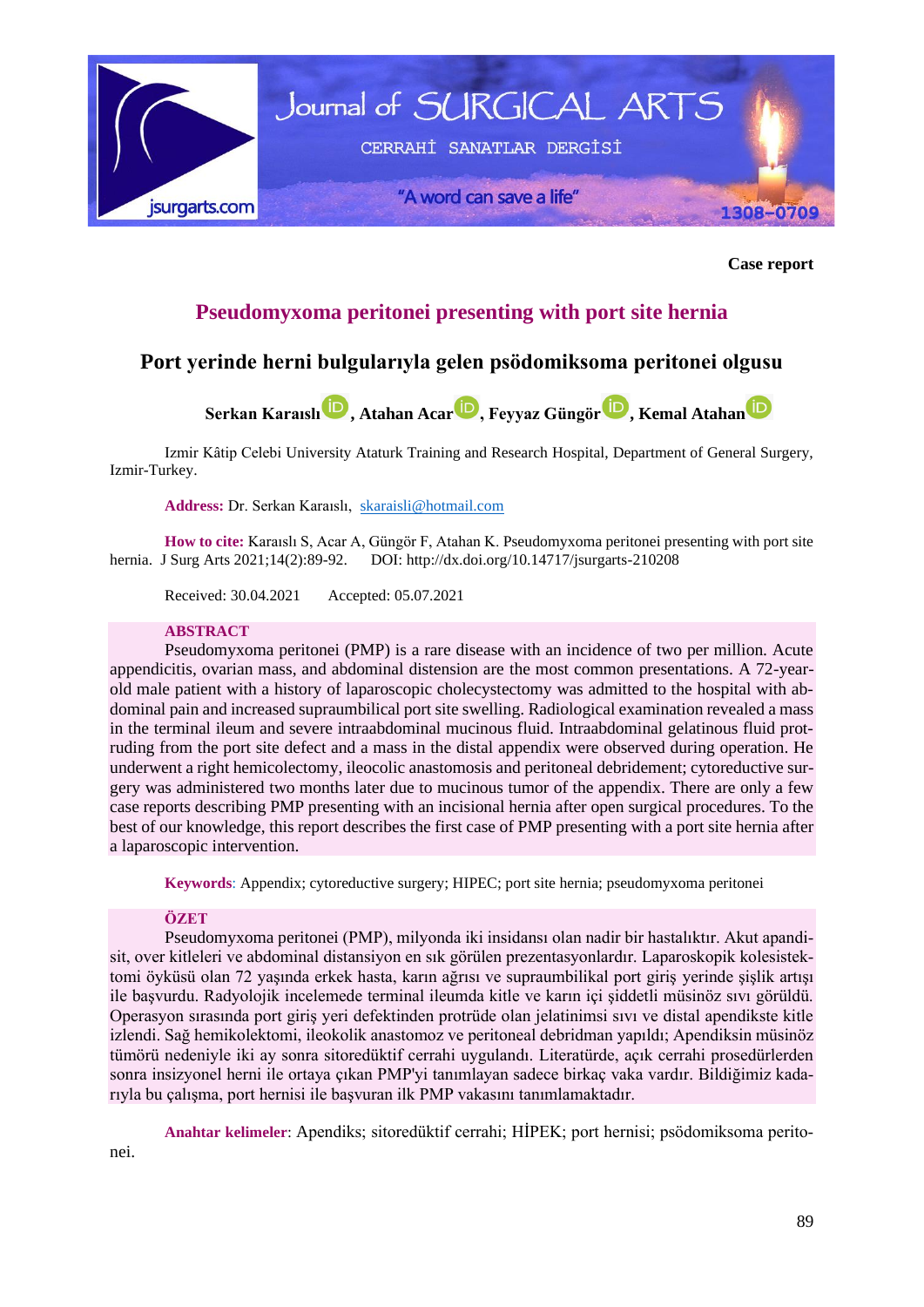Case report

# Pseudomyxoma peritonei presenting with port site hernia

# Port yerinde herni bulgularıyla gelen psödomiksoma peritonei olgusu

**Serkan Karaıslı, Atahan Acar, Feyyaz Güngör, Kemal Atahan**

Izmir Kâtip Celebi University Ataturk Training and Research Hospital, Department of General Surgery, Izmir-Turkey.

**Address:** Dr. Serkan Karaıslı, skaraisli@hotmail.com

**How to cite:** Karaıslı S, Acar A, Güngör F, Atahan K. Pseudomyxoma peritonei presenting with port site hernia. J Surg Arts 2021;14(2):89-92. DOI: http://dx.doi.org/10.14717/jsurgarts-210208

Received: 30.04.2021 Accepted: 05.07.2021

## ABSTRACT

Pseudomyxoma peritonei (PMP) is a rare disease with an incidence of two per million. Acute appendicitis, ovarian mass, and abdominal distension are the most common presentations. A 72-year-old male patient with a history of laparoscopic cholecystectomy was admitted to the hospital with abdominal pain and increased supraumbilical port site swelling. Radiological examination revealed a mass in the terminal ileum and severe intraabdominal mucinous fluid. Intraabdominal gelatinous fluid protruding from the port site defect and a mass in the distal appendix were observed during operation. He underwent a right hemicolectomy, ileocolic anastomosis and peritoneal debridement; cytoreductive surgery was administered two months later due to mucinous tumor of the appendix. There are only a few case reports describing PMP presenting with an incisional hernia after open surgical procedures. To the best of our knowledge, this report describes the first case of PMP presenting with a port site hernia after a laparoscopic intervention.

**Keywords**: Appendix; cytoreductive surgery; HIPEC; port site hernia; pseudomyxoma peritonei

## ÖZET

Pseudomyxoma peritonei (PMP), milyonda iki insidansı olan nadir bir hastalıktır. Akut apandisit, over kitleleri ve abdominal distansiyon en sık görülen prezentasyonlardır. Laparoskopik kolesistektomi öyküsü olan 72 yaşında erkek hasta, karın ağrısı ve supraumbilikal port giriş yerinde şişlik artışı ile başvurdu. Radyolojik incelemede terminal ileumda kitle ve karın içi şiddetli müsinöz sıvı görüldü. Operasyon sırasında port giriş yeri defektinden protrüde olan jelatinimsi sıvı ve distal apendikste kitle izlendi. Sağ hemikolektomi, ileokolik anastomoz ve peritoneal debridman yapıldı; Apendiksin müsinöz tümörü nedeniyle iki ay sonra sitoredüktif cerrahi uygulandı. Literatürde, açık cerrahi prosedürlerden sonra insizyonel herni ile ortaya çıkan PMP'yi tanımlayan sadece birkaç vaka vardır. Bildiğimiz kadarıyla bu çalışma, port hernisi ile başvuran ilk PMP vakasını tanımlamaktadır.

**Anahtar kelimeler**: Apendiks; sitoredüktif cerrahi; HİPEK; port hernisi; psödomiksoma peritonei.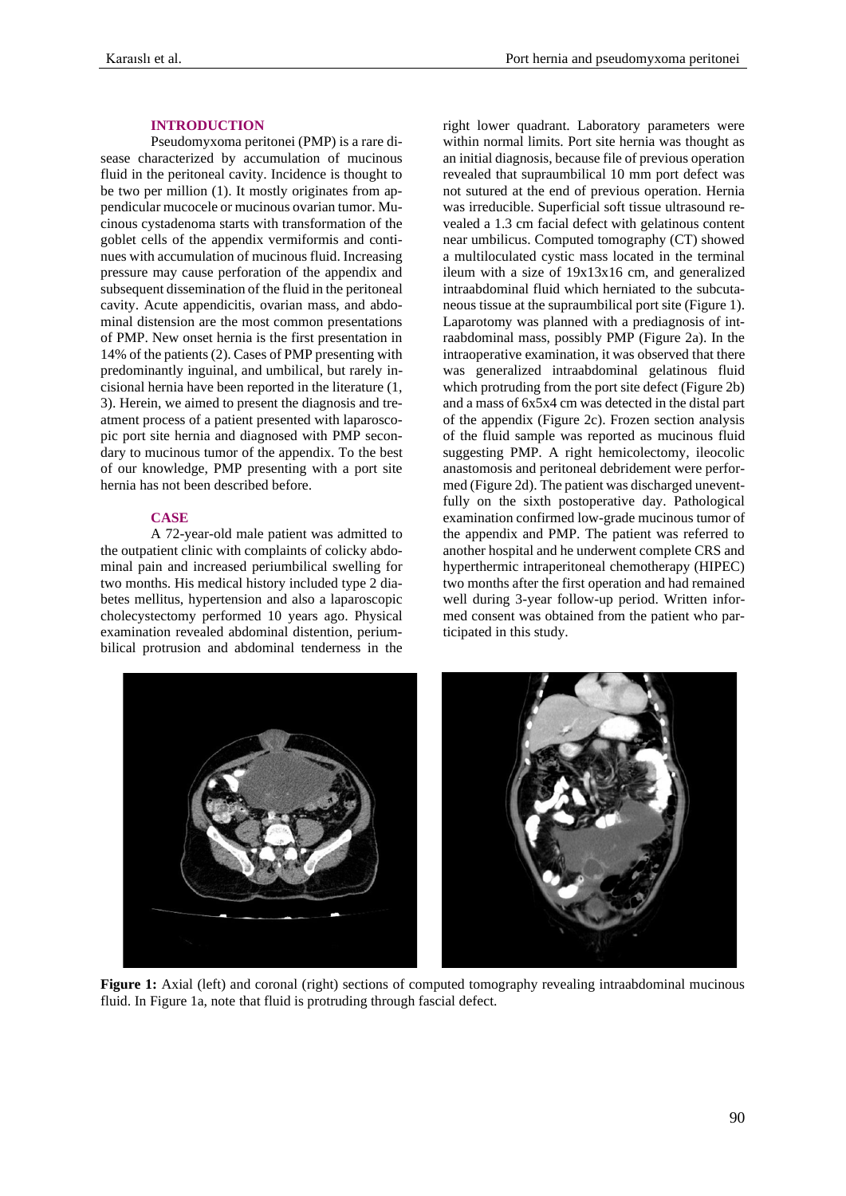## INTRODUCTION

Pseudomyxoma peritonei (PMP) is a rare disease characterized by accumulation of mucinous fluid in the peritoneal cavity. Incidence is thought to be two per million (1). It mostly originates from appendicular mucocele or mucinous ovarian tumor. Mucinous cystadenoma starts with transformation of the goblet cells of the appendix vermiformis and continues with accumulation of mucinous fluid. Increasing pressure may cause perforation of the appendix and subsequent dissemination of the fluid in the peritoneal cavity. Acute appendicitis, ovarian mass, and abdominal distension are the most common presentations of PMP. New onset hernia is the first presentation in 14% of the patients (2). Cases of PMP presenting with predominantly inguinal, and umbilical, but rarely incisional hernia have been reported in the literature (1, 3). Herein, we aimed to present the diagnosis and treatment process of a patient presented with laparoscopic port site hernia and diagnosed with PMP secondary to mucinous tumor of the appendix. To the best of our knowledge, PMP presenting with a port site hernia has not been described before.

## CASE

A 72-year-old male patient was admitted to the outpatient clinic with complaints of colicky abdominal pain and increased periumbilical swelling for two months. His medical history included type 2 diabetes mellitus, hypertension and also a laparoscopic cholecystectomy performed 10 years ago. Physical examination revealed abdominal distention, periumbilical protrusion and abdominal tenderness in the right lower quadrant. Laboratory parameters were within normal limits. Port site hernia was thought as an initial diagnosis, because file of previous operation revealed that supraumbilical 10 mm port defect was not sutured at the end of previous operation. Hernia was irreducible. Superficial soft tissue ultrasound revealed a 1.3 cm facial defect with gelatinous content near umbilicus. Computed tomography (CT) showed a multiloculated cystic mass located in the terminal ileum with a size of 19x13x16 cm, and generalized intraabdominal fluid which herniated to the subcutaneous tissue at the supraumbilical port site (Figure 1). Laparotomy was planned with a prediagnosis of intraabdominal mass, possibly PMP (Figure 2a). In the intraoperative examination, it was observed that there was generalized intraabdominal gelatinous fluid which protruding from the port site defect (Figure 2b) and a mass of 6x5x4 cm was detected in the distal part of the appendix (Figure 2c). Frozen section analysis of the fluid sample was reported as mucinous fluid suggesting PMP. A right hemicolectomy, ileocolic anastomosis and peritoneal debridement were performed (Figure 2d). The patient was discharged uneventfully on the sixth postoperative day. Pathological examination confirmed low-grade mucinous tumor of the appendix and PMP. The patient was referred to another hospital and he underwent complete CRS and hyperthermic intraperitoneal chemotherapy (HIPEC) two months after the first operation and had remained well during 3-year follow-up period. Written informed consent was obtained from the patient who participated in this study.

**Figure 1:** Axial (left) and coronal (right) sections of computed tomography revealing intraabdominal mucinous fluid. In Figure 1a, note that fluid is protruding through fascial defect.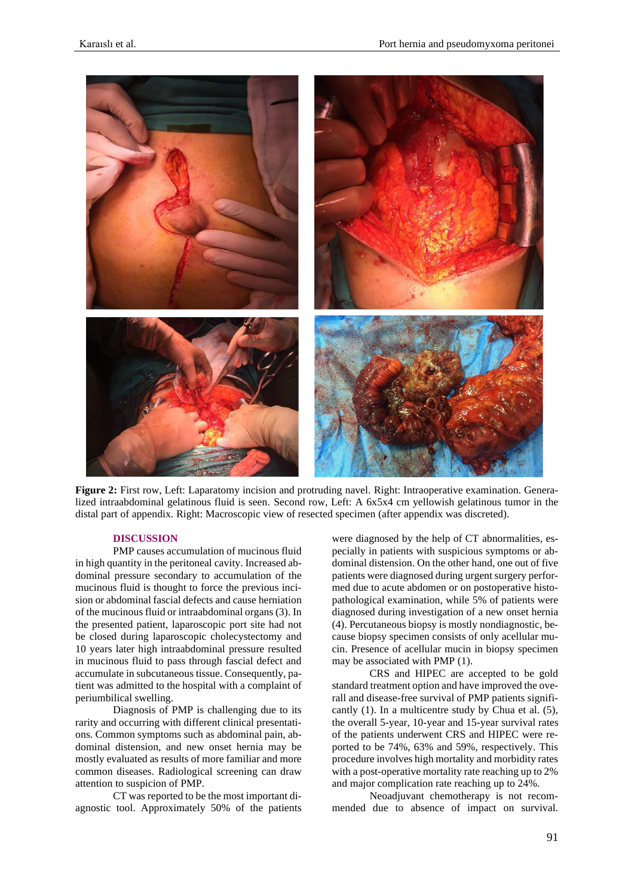**Figure 2:** First row, Left: Laparatomy incision and protruding navel. Right: Intraoperative examination. Generalized intraabdominal gelatinous fluid is seen. Second row, Left: A 6x5x4 cm yellowish gelatinous tumor in the distal part of appendix. Right: Macroscopic view of resected specimen (after appendix was discreted).

## DISCUSSION

PMP causes accumulation of mucinous fluid in high quantity in the peritoneal cavity. Increased abdominal pressure secondary to accumulation of the mucinous fluid is thought to force the previous incision or abdominal fascial defects and cause herniation of the mucinous fluid or intraabdominal organs (3). In the presented patient, laparoscopic port site had not be closed during laparoscopic cholecystectomy and 10 years later high intraabdominal pressure resulted in mucinous fluid to pass through fascial defect and accumulate in subcutaneous tissue. Consequently, patient was admitted to the hospital with a complaint of periumbilical swelling.

Diagnosis of PMP is challenging due to its rarity and occurring with different clinical presentations. Common symptoms such as abdominal pain, abdominal distension, and new onset hernia may be mostly evaluated as results of more familiar and more common diseases. Radiological screening can draw attention to suspicion of PMP.

CT was reported to be the most important diagnostic tool. Approximately 50% of the patients were diagnosed by the help of CT abnormalities, especially in patients with suspicious symptoms or abdominal distension. On the other hand, one out of five patients were diagnosed during urgent surgery performed due to acute abdomen or on postoperative histopathological examination, while 5% of patients were diagnosed during investigation of a new onset hernia (4). Percutaneous biopsy is mostly nondiagnostic, because biopsy specimen consists of only acellular mucin. Presence of acellular mucin in biopsy specimen may be associated with PMP (1).

CRS and HIPEC are accepted to be gold standard treatment option and have improved the overall and disease-free survival of PMP patients significantly (1). In a multicentre study by Chua et al. (5), the overall 5-year, 10-year and 15-year survival rates of the patients underwent CRS and HIPEC were reported to be 74%, 63% and 59%, respectively. This procedure involves high mortality and morbidity rates with a post-operative mortality rate reaching up to 2% and major complication rate reaching up to 24%.

Neoadjuvant chemotherapy is not recommended due to absence of impact on survival.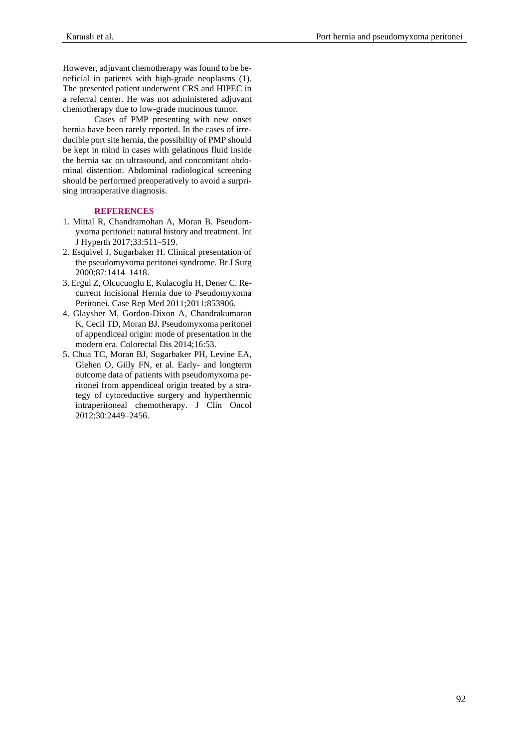However, adjuvant chemotherapy was found to be beneficial in patients with high-grade neoplasms (1). The presented patient underwent CRS and HIPEC in a referral center. He was not administered adjuvant chemotherapy due to low-grade mucinous tumor.

Cases of PMP presenting with new onset hernia have been rarely reported. In the cases of irreducible port site hernia, the possibility of PMP should be kept in mind in cases with gelatinous fluid inside the hernia sac on ultrasound, and concomitant abdominal distention. Abdominal radiological screening should be performed preoperatively to avoid a surprising intraoperative diagnosis.

## REFERENCES

1. Mittal R, Chandramohan A, Moran B. Pseudomyxoma peritonei: natural history and treatment. Int J Hyperth 2017;33:511–519.
2. Esquivel J, Sugarbaker H. Clinical presentation of the pseudomyxoma peritonei syndrome. Br J Surg 2000;87:1414–1418.
3. Ergul Z, Olcucuoglu E, Kulacoglu H, Dener C. Recurrent Incisional Hernia due to Pseudomyxoma Peritonei. Case Rep Med 2011;2011:853906.
4. Glaysher M, Gordon-Dixon A, Chandrakumaran K, Cecil TD, Moran BJ. Pseudomyxoma peritonei of appendiceal origin: mode of presentation in the modern era. Colorectal Dis 2014;16:53.
5. Chua TC, Moran BJ, Sugarbaker PH, Levine EA, Glehen O, Gilly FN, et al. Early- and longterm outcome data of patients with pseudomyxoma peritonei from appendiceal origin treated by a strategy of cytoreductive surgery and hyperthermic intraperitoneal chemotherapy. J Clin Oncol 2012;30:2449–2456.